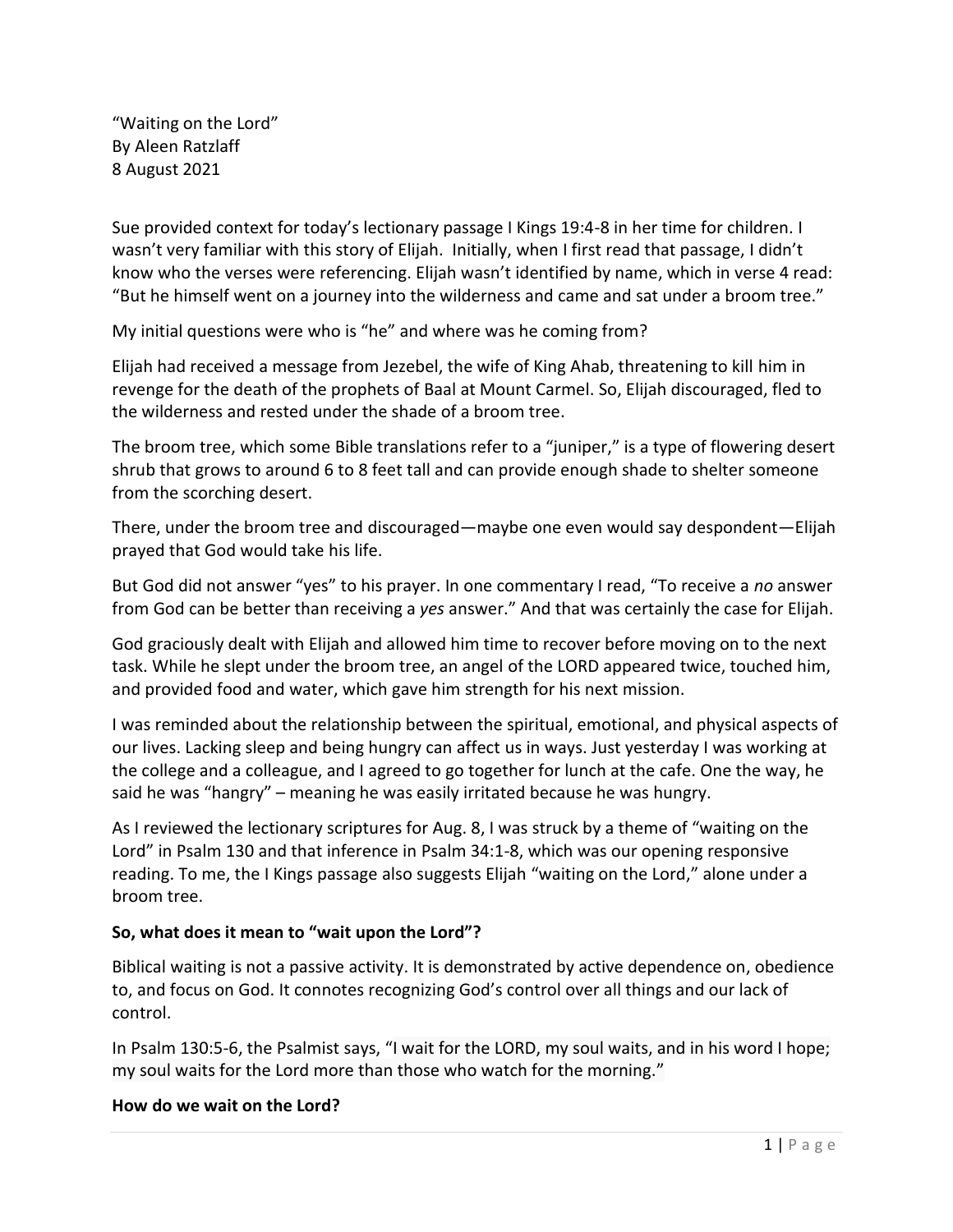"Waiting on the Lord"
By Aleen Ratzlaff
8 August 2021

Sue provided context for today's lectionary passage I Kings 19:4-8 in her time for children. I wasn't very familiar with this story of Elijah. Initially, when I first read that passage, I didn't know who the verses were referencing. Elijah wasn't identified by name, which in verse 4 read: "But he himself went on a journey into the wilderness and came and sat under a broom tree."

My initial questions were who is "he" and where was he coming from?

Elijah had received a message from Jezebel, the wife of King Ahab, threatening to kill him in revenge for the death of the prophets of Baal at Mount Carmel. So, Elijah discouraged, fled to the wilderness and rested under the shade of a broom tree.

The broom tree, which some Bible translations refer to a "juniper," is a type of flowering desert shrub that grows to around 6 to 8 feet tall and can provide enough shade to shelter someone from the scorching desert.

There, under the broom tree and discouraged—maybe one even would say despondent—Elijah prayed that God would take his life.

But God did not answer "yes" to his prayer. In one commentary I read, "To receive a *no* answer from God can be better than receiving a *yes* answer." And that was certainly the case for Elijah.

God graciously dealt with Elijah and allowed him time to recover before moving on to the next task. While he slept under the broom tree, an angel of the LORD appeared twice, touched him, and provided food and water, which gave him strength for his next mission.

I was reminded about the relationship between the spiritual, emotional, and physical aspects of our lives. Lacking sleep and being hungry can affect us in ways. Just yesterday I was working at the college and a colleague, and I agreed to go together for lunch at the cafe. One the way, he said he was "hangry" – meaning he was easily irritated because he was hungry.

As I reviewed the lectionary scriptures for Aug. 8, I was struck by a theme of "waiting on the Lord" in Psalm 130 and that inference in Psalm 34:1-8, which was our opening responsive reading. To me, the I Kings passage also suggests Elijah "waiting on the Lord," alone under a broom tree.

**So, what does it mean to "wait upon the Lord"?**

Biblical waiting is not a passive activity. It is demonstrated by active dependence on, obedience to, and focus on God. It connotes recognizing God's control over all things and our lack of control.

In Psalm 130:5-6, the Psalmist says, "I wait for the LORD, my soul waits, and in his word I hope; my soul waits for the Lord more than those who watch for the morning."

**How do we wait on the Lord?**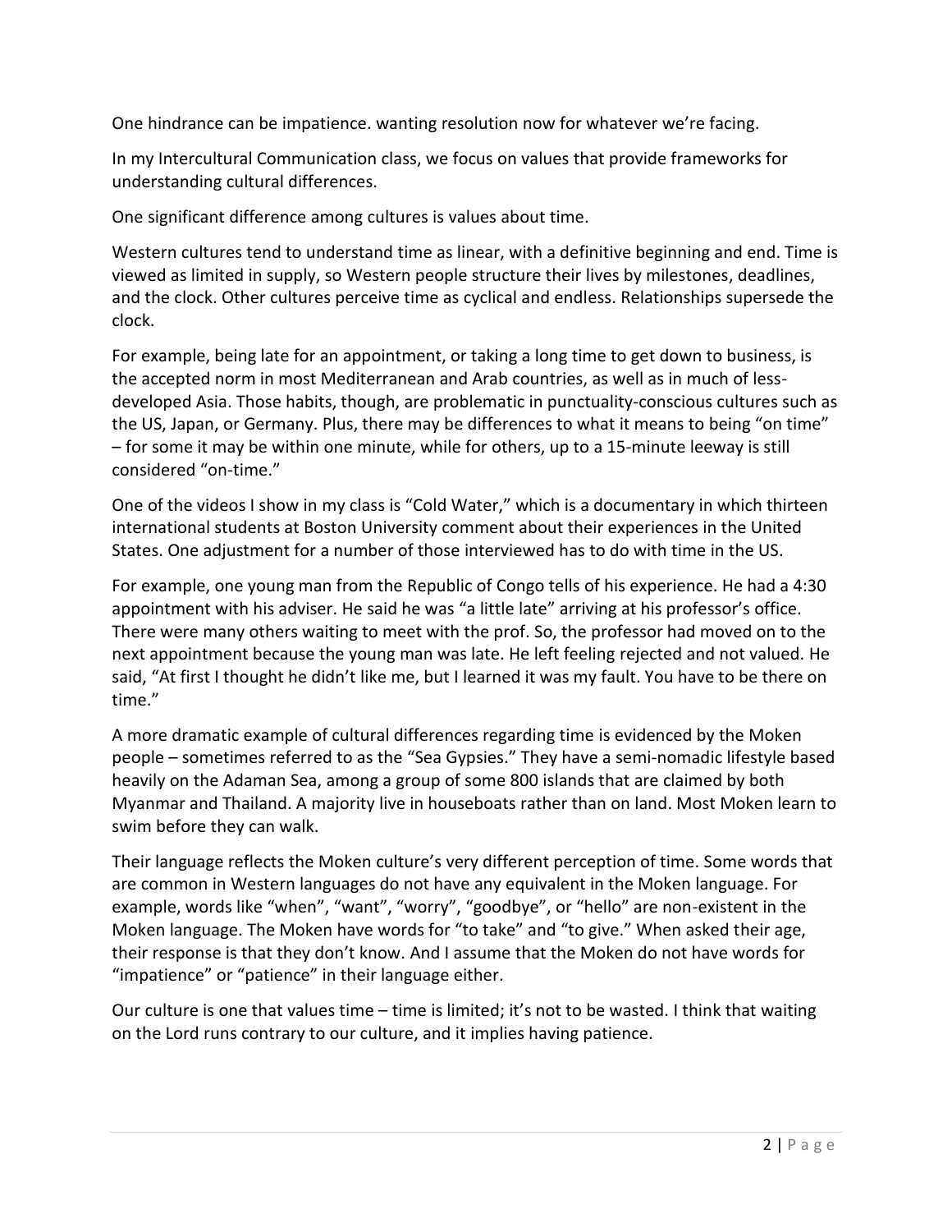One hindrance can be impatience. wanting resolution now for whatever we're facing.

In my Intercultural Communication class, we focus on values that provide frameworks for understanding cultural differences.

One significant difference among cultures is values about time.

Western cultures tend to understand time as linear, with a definitive beginning and end. Time is viewed as limited in supply, so Western people structure their lives by milestones, deadlines, and the clock. Other cultures perceive time as cyclical and endless. Relationships supersede the clock.

For example, being late for an appointment, or taking a long time to get down to business, is the accepted norm in most Mediterranean and Arab countries, as well as in much of less-developed Asia. Those habits, though, are problematic in punctuality-conscious cultures such as the US, Japan, or Germany. Plus, there may be differences to what it means to being "on time" – for some it may be within one minute, while for others, up to a 15-minute leeway is still considered "on-time."

One of the videos I show in my class is "Cold Water," which is a documentary in which thirteen international students at Boston University comment about their experiences in the United States. One adjustment for a number of those interviewed has to do with time in the US.

For example, one young man from the Republic of Congo tells of his experience. He had a 4:30 appointment with his adviser. He said he was "a little late" arriving at his professor's office. There were many others waiting to meet with the prof. So, the professor had moved on to the next appointment because the young man was late. He left feeling rejected and not valued. He said, "At first I thought he didn't like me, but I learned it was my fault. You have to be there on time."

A more dramatic example of cultural differences regarding time is evidenced by the Moken people – sometimes referred to as the "Sea Gypsies." They have a semi-nomadic lifestyle based heavily on the Adaman Sea, among a group of some 800 islands that are claimed by both Myanmar and Thailand. A majority live in houseboats rather than on land. Most Moken learn to swim before they can walk.

Their language reflects the Moken culture's very different perception of time. Some words that are common in Western languages do not have any equivalent in the Moken language. For example, words like "when", "want", "worry", "goodbye", or "hello" are non-existent in the Moken language. The Moken have words for "to take" and "to give." When asked their age, their response is that they don't know. And I assume that the Moken do not have words for "impatience" or "patience" in their language either.

Our culture is one that values time – time is limited; it's not to be wasted. I think that waiting on the Lord runs contrary to our culture, and it implies having patience.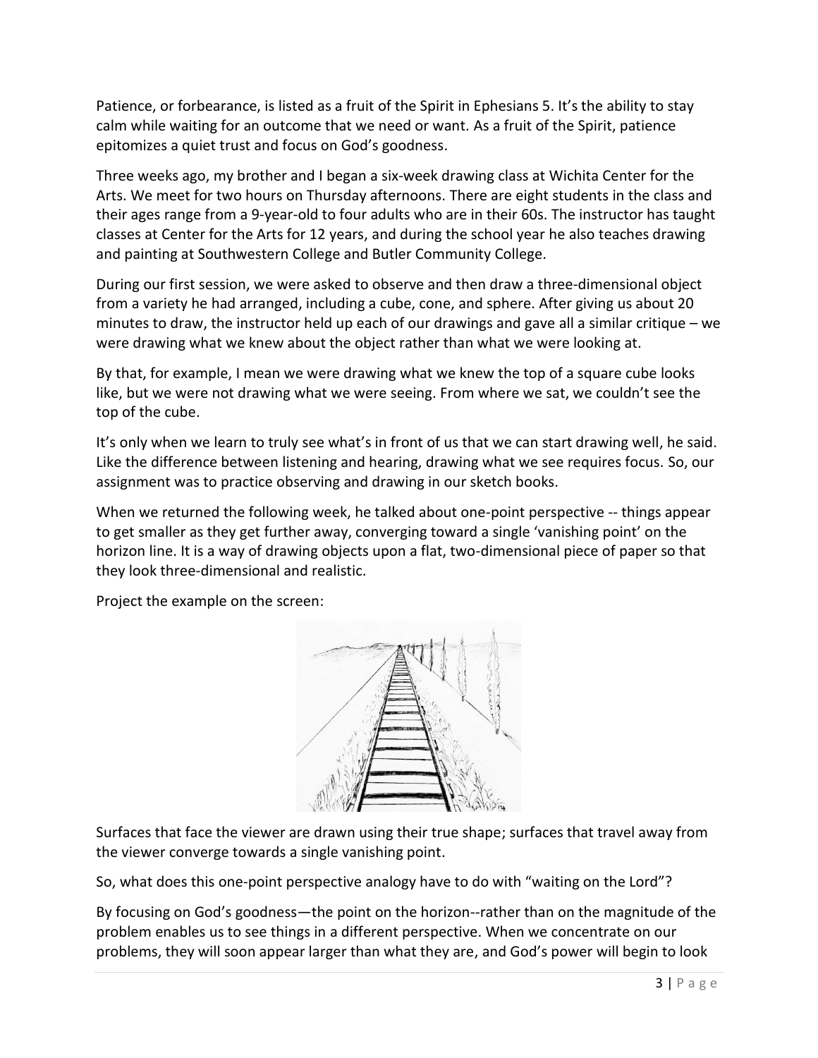Patience, or forbearance, is listed as a fruit of the Spirit in Ephesians 5. It's the ability to stay calm while waiting for an outcome that we need or want. As a fruit of the Spirit, patience epitomizes a quiet trust and focus on God's goodness.

Three weeks ago, my brother and I began a six-week drawing class at Wichita Center for the Arts. We meet for two hours on Thursday afternoons. There are eight students in the class and their ages range from a 9-year-old to four adults who are in their 60s. The instructor has taught classes at Center for the Arts for 12 years, and during the school year he also teaches drawing and painting at Southwestern College and Butler Community College.

During our first session, we were asked to observe and then draw a three-dimensional object from a variety he had arranged, including a cube, cone, and sphere. After giving us about 20 minutes to draw, the instructor held up each of our drawings and gave all a similar critique – we were drawing what we knew about the object rather than what we were looking at.

By that, for example, I mean we were drawing what we knew the top of a square cube looks like, but we were not drawing what we were seeing. From where we sat, we couldn't see the top of the cube.

It's only when we learn to truly see what's in front of us that we can start drawing well, he said. Like the difference between listening and hearing, drawing what we see requires focus. So, our assignment was to practice observing and drawing in our sketch books.

When we returned the following week, he talked about one-point perspective -- things appear to get smaller as they get further away, converging toward a single 'vanishing point' on the horizon line. It is a way of drawing objects upon a flat, two-dimensional piece of paper so that they look three-dimensional and realistic.

Project the example on the screen:

Surfaces that face the viewer are drawn using their true shape; surfaces that travel away from the viewer converge towards a single vanishing point.

So, what does this one-point perspective analogy have to do with "waiting on the Lord"?

By focusing on God's goodness—the point on the horizon--rather than on the magnitude of the problem enables us to see things in a different perspective. When we concentrate on our problems, they will soon appear larger than what they are, and God's power will begin to look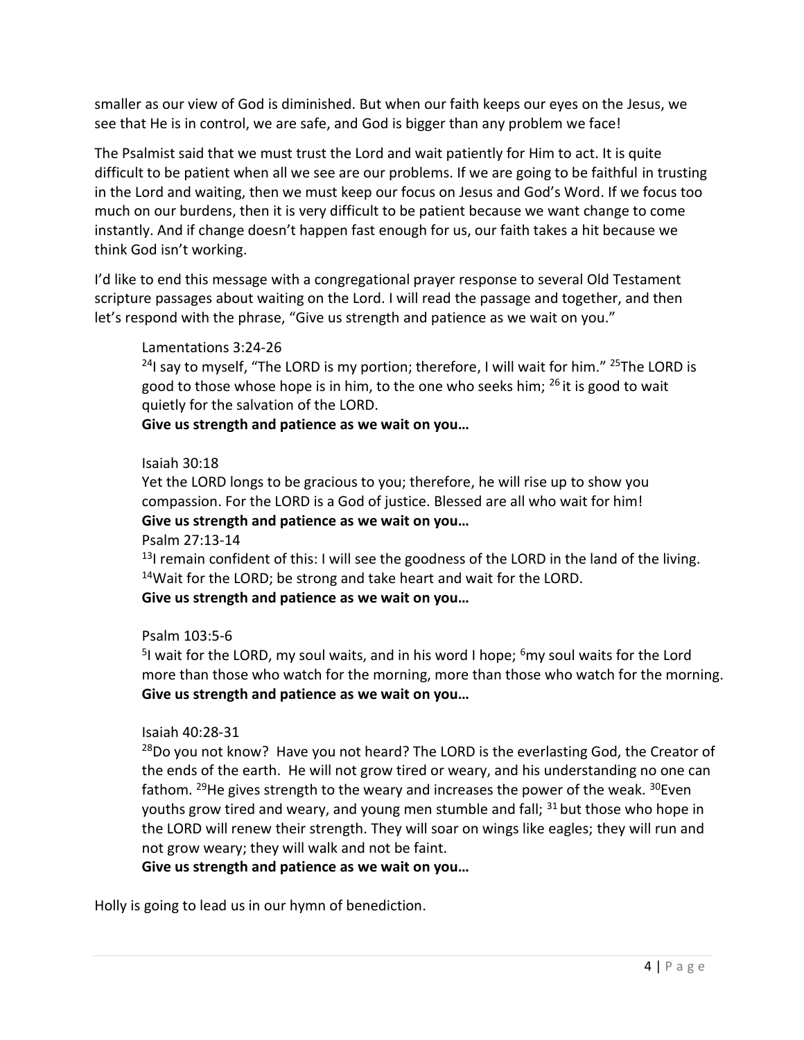smaller as our view of God is diminished. But when our faith keeps our eyes on the Jesus, we see that He is in control, we are safe, and God is bigger than any problem we face!

The Psalmist said that we must trust the Lord and wait patiently for Him to act. It is quite difficult to be patient when all we see are our problems. If we are going to be faithful in trusting in the Lord and waiting, then we must keep our focus on Jesus and God's Word. If we focus too much on our burdens, then it is very difficult to be patient because we want change to come instantly. And if change doesn't happen fast enough for us, our faith takes a hit because we think God isn't working.

I'd like to end this message with a congregational prayer response to several Old Testament scripture passages about waiting on the Lord. I will read the passage and together, and then let's respond with the phrase, "Give us strength and patience as we wait on you."

Lamentations 3:24-26
[24]I say to myself, "The LORD is my portion; therefore, I will wait for him." [25]The LORD is good to those whose hope is in him, to the one who seeks him; [26] it is good to wait quietly for the salvation of the LORD.
**Give us strength and patience as we wait on you…**

Isaiah 30:18
Yet the LORD longs to be gracious to you; therefore, he will rise up to show you compassion. For the LORD is a God of justice. Blessed are all who wait for him!
**Give us strength and patience as we wait on you…**
Psalm 27:13-14
[13]I remain confident of this: I will see the goodness of the LORD in the land of the living. [14]Wait for the LORD; be strong and take heart and wait for the LORD.
**Give us strength and patience as we wait on you…**

Psalm 103:5-6
[5]I wait for the LORD, my soul waits, and in his word I hope; [6]my soul waits for the Lord more than those who watch for the morning, more than those who watch for the morning.
**Give us strength and patience as we wait on you…**

Isaiah 40:28-31
[28]Do you not know? Have you not heard? The LORD is the everlasting God, the Creator of the ends of the earth. He will not grow tired or weary, and his understanding no one can fathom. [29]He gives strength to the weary and increases the power of the weak. [30]Even youths grow tired and weary, and young men stumble and fall; [31] but those who hope in the LORD will renew their strength. They will soar on wings like eagles; they will run and not grow weary; they will walk and not be faint.
**Give us strength and patience as we wait on you…**

Holly is going to lead us in our hymn of benediction.